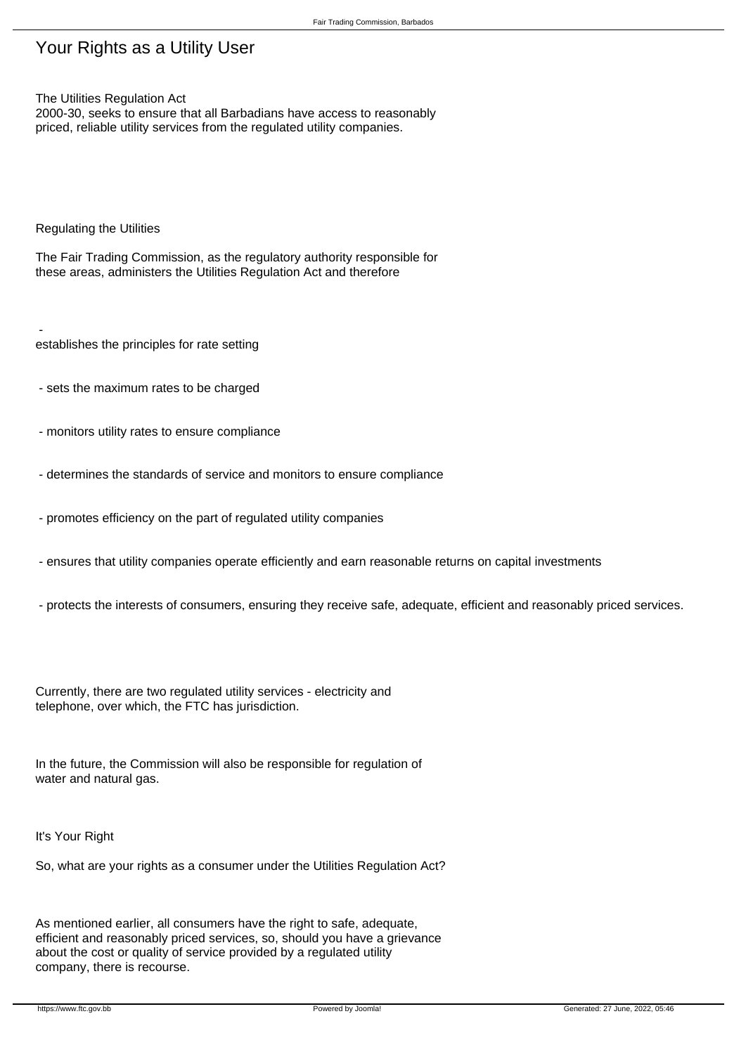# Your Rights as a Utility User

The Utilities Regulation Act 2000-30, seeks to ensure that all Barbadians have access to reasonably priced, reliable utility services from the regulated utility companies.

## Regulating the Utilities

The Fair Trading Commission, as the regulatory authority responsible for these areas, administers the Utilities Regulation Act and therefore

- establishes the principles for rate setting
- sets the maximum rates to be charged
- monitors utility rates to ensure compliance
- determines the standards of service and monitors to ensure compliance
- promotes efficiency on the part of regulated utility companies
- ensures that utility companies operate efficiently and earn reasonable returns on capital investments
- protects the interests of consumers, ensuring they receive safe, adequate, efficient and reasonably priced services.

Currently, there are two regulated utility services - electricity and telephone, over which, the FTC has jurisdiction.

In the future, the Commission will also be responsible for regulation of water and natural gas.

## It's Your Right

So, what are your rights as a consumer under the Utilities Regulation Act?

As mentioned earlier, all consumers have the right to safe, adequate, efficient and reasonably priced services, so, should you have a grievance about the cost or quality of service provided by a regulated utility company, there is recourse.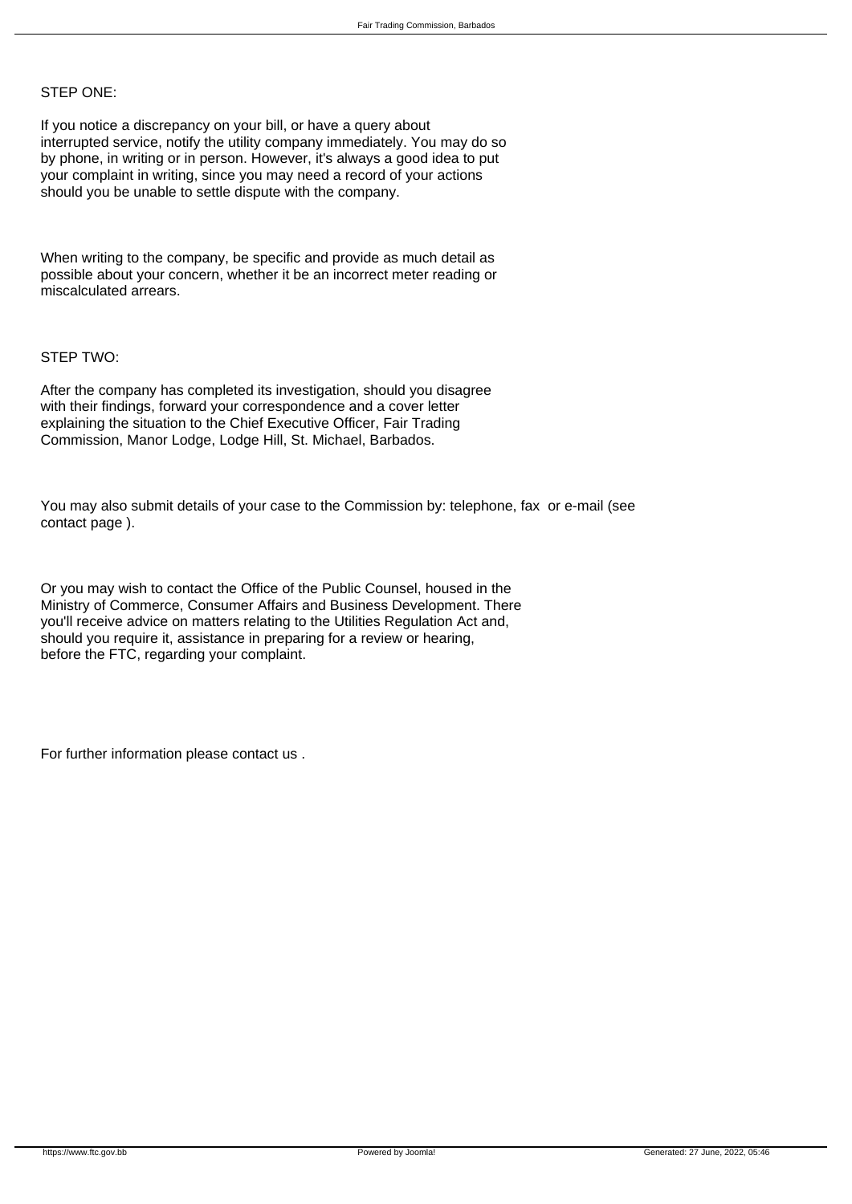STEP ONE:

If you notice a discrepancy on your bill, or have a query about interrupted service, notify the utility company immediately. You may do so by phone, in writing or in person. However, it's always a good idea to put your complaint in writing, since you may need a record of your actions should you be unable to settle dispute with the company.

When writing to the company, be specific and provide as much detail as possible about your concern, whether it be an incorrect meter reading or miscalculated arrears.

STEP TWO:

After the company has completed its investigation, should you disagree with their findings, forward your correspondence and a cover letter explaining the situation to the Chief Executive Officer, Fair Trading Commission, Manor Lodge, Lodge Hill, St. Michael, Barbados.

You may also submit details of your case to the Commission by: telephone, fax or e-mail (see contact page ).

Or you may wish to contact the Office of the Public Counsel, housed in the Ministry of Commerce, Consumer Affairs and Business Development. There you'll receive advice on matters relating to the Utilities Regulation Act and, should you require it, assistance in preparing for a review or hearing, before the FTC, regarding your complaint.

For further information please contact us .